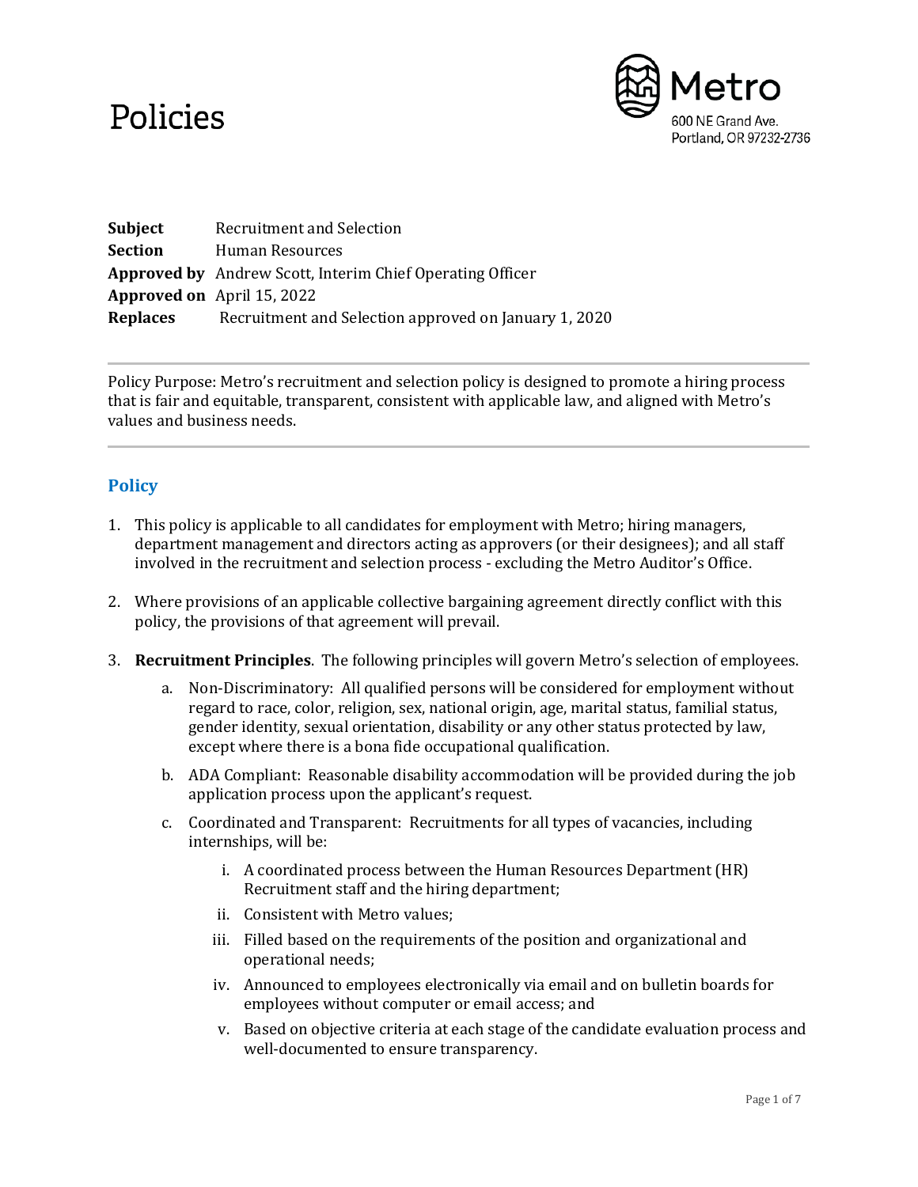# Policies

Metro
600 NE Grand Ave.
Portland, OR 97232-2736

**Subject** Recruitment and Selection
**Section** Human Resources
**Approved by** Andrew Scott, Interim Chief Operating Officer
**Approved on** April 15, 2022
**Replaces** Recruitment and Selection approved on January 1, 2020

---

Policy Purpose: Metro's recruitment and selection policy is designed to promote a hiring process that is fair and equitable, transparent, consistent with applicable law, and aligned with Metro's values and business needs.

---

## Policy

1. This policy is applicable to all candidates for employment with Metro; hiring managers, department management and directors acting as approvers (or their designees); and all staff involved in the recruitment and selection process - excluding the Metro Auditor's Office.

2. Where provisions of an applicable collective bargaining agreement directly conflict with this policy, the provisions of that agreement will prevail.

3. **Recruitment Principles**. The following principles will govern Metro's selection of employees.

   a. Non-Discriminatory: All qualified persons will be considered for employment without regard to race, color, religion, sex, national origin, age, marital status, familial status, gender identity, sexual orientation, disability or any other status protected by law, except where there is a bona fide occupational qualification.

   b. ADA Compliant: Reasonable disability accommodation will be provided during the job application process upon the applicant's request.

   c. Coordinated and Transparent: Recruitments for all types of vacancies, including internships, will be:

      i. A coordinated process between the Human Resources Department (HR) Recruitment staff and the hiring department;

      ii. Consistent with Metro values;

      iii. Filled based on the requirements of the position and organizational and operational needs;

      iv. Announced to employees electronically via email and on bulletin boards for employees without computer or email access; and

      v. Based on objective criteria at each stage of the candidate evaluation process and well-documented to ensure transparency.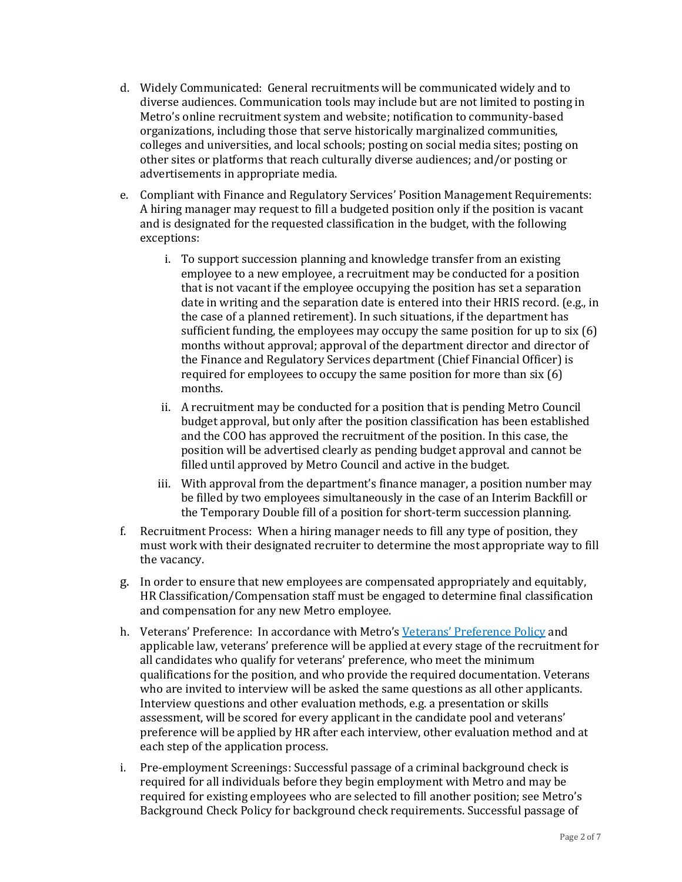d. Widely Communicated: General recruitments will be communicated widely and to diverse audiences. Communication tools may include but are not limited to posting in Metro's online recruitment system and website; notification to community-based organizations, including those that serve historically marginalized communities, colleges and universities, and local schools; posting on social media sites; posting on other sites or platforms that reach culturally diverse audiences; and/or posting or advertisements in appropriate media.

e. Compliant with Finance and Regulatory Services' Position Management Requirements: A hiring manager may request to fill a budgeted position only if the position is vacant and is designated for the requested classification in the budget, with the following exceptions:

   i. To support succession planning and knowledge transfer from an existing employee to a new employee, a recruitment may be conducted for a position that is not vacant if the employee occupying the position has set a separation date in writing and the separation date is entered into their HRIS record. (e.g., in the case of a planned retirement). In such situations, if the department has sufficient funding, the employees may occupy the same position for up to six (6) months without approval; approval of the department director and director of the Finance and Regulatory Services department (Chief Financial Officer) is required for employees to occupy the same position for more than six (6) months.

   ii. A recruitment may be conducted for a position that is pending Metro Council budget approval, but only after the position classification has been established and the COO has approved the recruitment of the position. In this case, the position will be advertised clearly as pending budget approval and cannot be filled until approved by Metro Council and active in the budget.

   iii. With approval from the department's finance manager, a position number may be filled by two employees simultaneously in the case of an Interim Backfill or the Temporary Double fill of a position for short-term succession planning.

f. Recruitment Process: When a hiring manager needs to fill any type of position, they must work with their designated recruiter to determine the most appropriate way to fill the vacancy.

g. In order to ensure that new employees are compensated appropriately and equitably, HR Classification/Compensation staff must be engaged to determine final classification and compensation for any new Metro employee.

h. Veterans' Preference: In accordance with Metro's [Veterans' Preference Policy] and applicable law, veterans' preference will be applied at every stage of the recruitment for all candidates who qualify for veterans' preference, who meet the minimum qualifications for the position, and who provide the required documentation. Veterans who are invited to interview will be asked the same questions as all other applicants. Interview questions and other evaluation methods, e.g. a presentation or skills assessment, will be scored for every applicant in the candidate pool and veterans' preference will be applied by HR after each interview, other evaluation method and at each step of the application process.

i. Pre-employment Screenings: Successful passage of a criminal background check is required for all individuals before they begin employment with Metro and may be required for existing employees who are selected to fill another position; see Metro's Background Check Policy for background check requirements. Successful passage of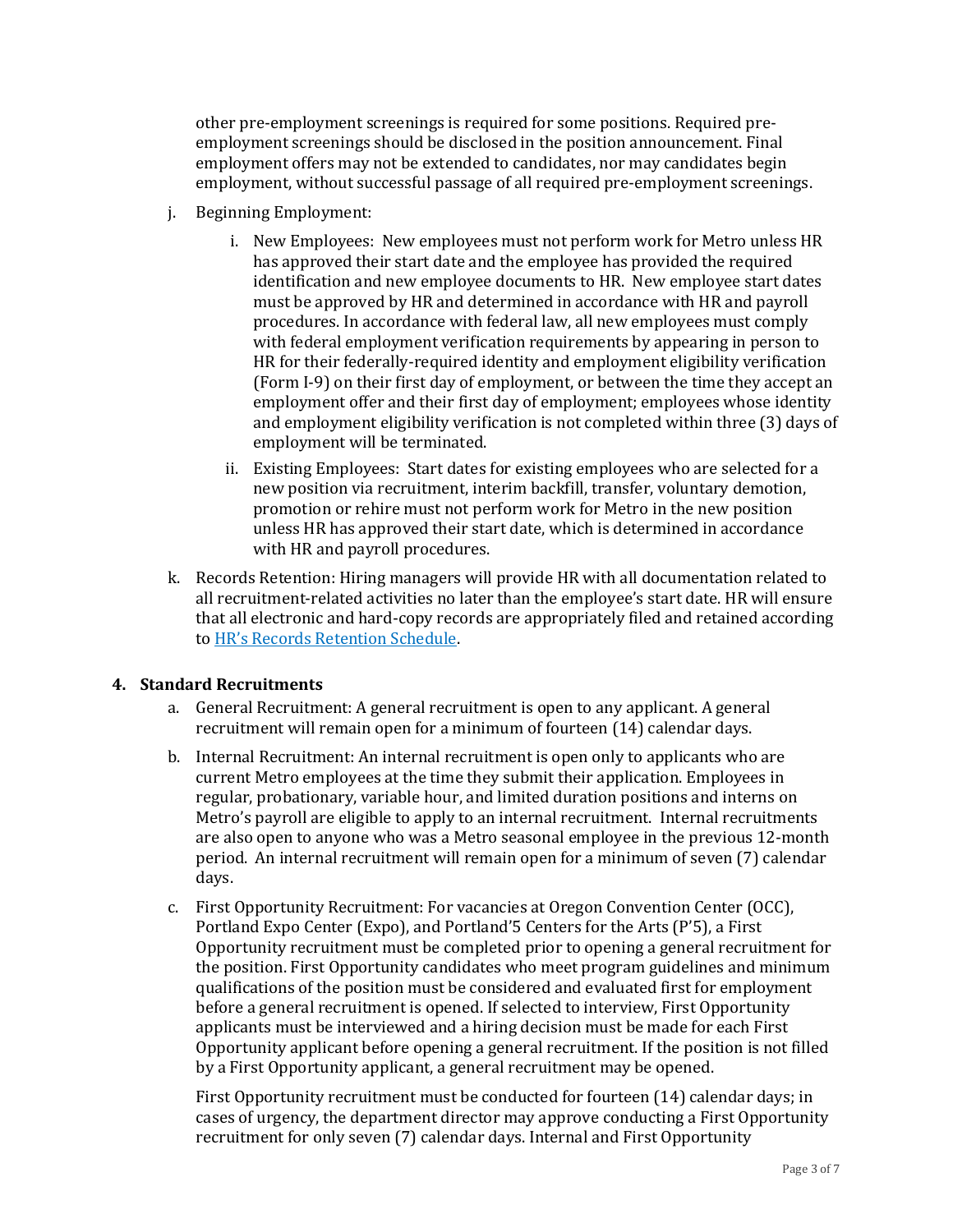other pre-employment screenings is required for some positions. Required pre-employment screenings should be disclosed in the position announcement. Final employment offers may not be extended to candidates, nor may candidates begin employment, without successful passage of all required pre-employment screenings.

j. Beginning Employment:

   i. New Employees: New employees must not perform work for Metro unless HR has approved their start date and the employee has provided the required identification and new employee documents to HR. New employee start dates must be approved by HR and determined in accordance with HR and payroll procedures. In accordance with federal law, all new employees must comply with federal employment verification requirements by appearing in person to HR for their federally-required identity and employment eligibility verification (Form I-9) on their first day of employment, or between the time they accept an employment offer and their first day of employment; employees whose identity and employment eligibility verification is not completed within three (3) days of employment will be terminated.

   ii. Existing Employees: Start dates for existing employees who are selected for a new position via recruitment, interim backfill, transfer, voluntary demotion, promotion or rehire must not perform work for Metro in the new position unless HR has approved their start date, which is determined in accordance with HR and payroll procedures.

k. Records Retention: Hiring managers will provide HR with all documentation related to all recruitment-related activities no later than the employee's start date. HR will ensure that all electronic and hard-copy records are appropriately filed and retained according to HR's Records Retention Schedule.

## 4. Standard Recruitments

a. General Recruitment: A general recruitment is open to any applicant. A general recruitment will remain open for a minimum of fourteen (14) calendar days.

b. Internal Recruitment: An internal recruitment is open only to applicants who are current Metro employees at the time they submit their application. Employees in regular, probationary, variable hour, and limited duration positions and interns on Metro's payroll are eligible to apply to an internal recruitment. Internal recruitments are also open to anyone who was a Metro seasonal employee in the previous 12-month period. An internal recruitment will remain open for a minimum of seven (7) calendar days.

c. First Opportunity Recruitment: For vacancies at Oregon Convention Center (OCC), Portland Expo Center (Expo), and Portland'5 Centers for the Arts (P'5), a First Opportunity recruitment must be completed prior to opening a general recruitment for the position. First Opportunity candidates who meet program guidelines and minimum qualifications of the position must be considered and evaluated first for employment before a general recruitment is opened. If selected to interview, First Opportunity applicants must be interviewed and a hiring decision must be made for each First Opportunity applicant before opening a general recruitment. If the position is not filled by a First Opportunity applicant, a general recruitment may be opened.

   First Opportunity recruitment must be conducted for fourteen (14) calendar days; in cases of urgency, the department director may approve conducting a First Opportunity recruitment for only seven (7) calendar days. Internal and First Opportunity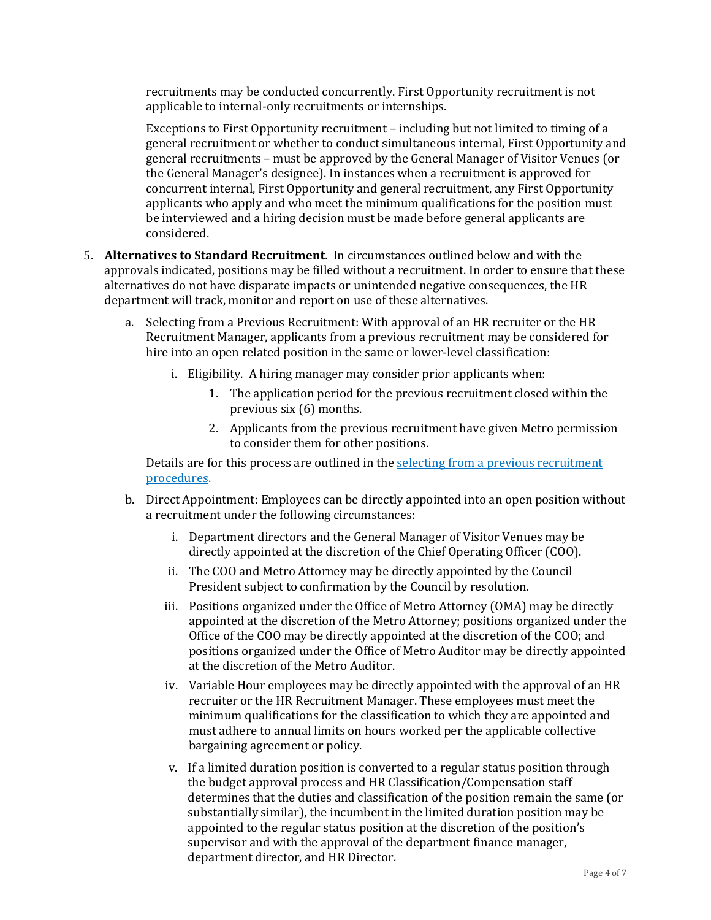recruitments may be conducted concurrently. First Opportunity recruitment is not applicable to internal-only recruitments or internships.

Exceptions to First Opportunity recruitment – including but not limited to timing of a general recruitment or whether to conduct simultaneous internal, First Opportunity and general recruitments – must be approved by the General Manager of Visitor Venues (or the General Manager's designee). In instances when a recruitment is approved for concurrent internal, First Opportunity and general recruitment, any First Opportunity applicants who apply and who meet the minimum qualifications for the position must be interviewed and a hiring decision must be made before general applicants are considered.

5. **Alternatives to Standard Recruitment.** In circumstances outlined below and with the approvals indicated, positions may be filled without a recruitment. In order to ensure that these alternatives do not have disparate impacts or unintended negative consequences, the HR department will track, monitor and report on use of these alternatives.

   a. Selecting from a Previous Recruitment: With approval of an HR recruiter or the HR Recruitment Manager, applicants from a previous recruitment may be considered for hire into an open related position in the same or lower-level classification:

      i. Eligibility. A hiring manager may consider prior applicants when:

         1. The application period for the previous recruitment closed within the previous six (6) months.
         2. Applicants from the previous recruitment have given Metro permission to consider them for other positions.

      Details are for this process are outlined in the [selecting from a previous recruitment procedures](). 

   b. Direct Appointment: Employees can be directly appointed into an open position without a recruitment under the following circumstances:

      i. Department directors and the General Manager of Visitor Venues may be directly appointed at the discretion of the Chief Operating Officer (COO).

      ii. The COO and Metro Attorney may be directly appointed by the Council President subject to confirmation by the Council by resolution.

      iii. Positions organized under the Office of Metro Attorney (OMA) may be directly appointed at the discretion of the Metro Attorney; positions organized under the Office of the COO may be directly appointed at the discretion of the COO; and positions organized under the Office of Metro Auditor may be directly appointed at the discretion of the Metro Auditor.

      iv. Variable Hour employees may be directly appointed with the approval of an HR recruiter or the HR Recruitment Manager. These employees must meet the minimum qualifications for the classification to which they are appointed and must adhere to annual limits on hours worked per the applicable collective bargaining agreement or policy.

      v. If a limited duration position is converted to a regular status position through the budget approval process and HR Classification/Compensation staff determines that the duties and classification of the position remain the same (or substantially similar), the incumbent in the limited duration position may be appointed to the regular status position at the discretion of the position's supervisor and with the approval of the department finance manager, department director, and HR Director.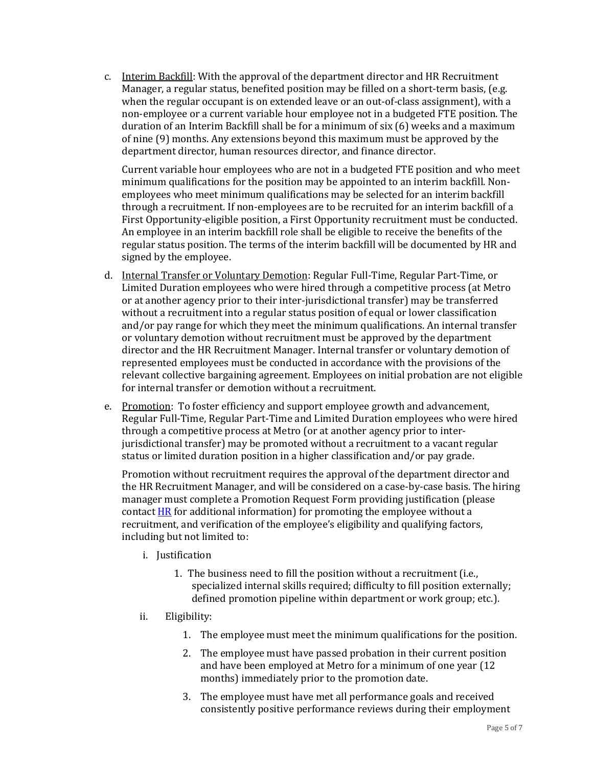c. Interim Backfill: With the approval of the department director and HR Recruitment Manager, a regular status, benefited position may be filled on a short-term basis, (e.g. when the regular occupant is on extended leave or an out-of-class assignment), with a non-employee or a current variable hour employee not in a budgeted FTE position. The duration of an Interim Backfill shall be for a minimum of six (6) weeks and a maximum of nine (9) months. Any extensions beyond this maximum must be approved by the department director, human resources director, and finance director.

   Current variable hour employees who are not in a budgeted FTE position and who meet minimum qualifications for the position may be appointed to an interim backfill. Non-employees who meet minimum qualifications may be selected for an interim backfill through a recruitment. If non-employees are to be recruited for an interim backfill of a First Opportunity-eligible position, a First Opportunity recruitment must be conducted. An employee in an interim backfill role shall be eligible to receive the benefits of the regular status position. The terms of the interim backfill will be documented by HR and signed by the employee.

d. Internal Transfer or Voluntary Demotion: Regular Full-Time, Regular Part-Time, or Limited Duration employees who were hired through a competitive process (at Metro or at another agency prior to their inter-jurisdictional transfer) may be transferred without a recruitment into a regular status position of equal or lower classification and/or pay range for which they meet the minimum qualifications. An internal transfer or voluntary demotion without recruitment must be approved by the department director and the HR Recruitment Manager. Internal transfer or voluntary demotion of represented employees must be conducted in accordance with the provisions of the relevant collective bargaining agreement. Employees on initial probation are not eligible for internal transfer or demotion without a recruitment.

e. Promotion: To foster efficiency and support employee growth and advancement, Regular Full-Time, Regular Part-Time and Limited Duration employees who were hired through a competitive process at Metro (or at another agency prior to inter-jurisdictional transfer) may be promoted without a recruitment to a vacant regular status or limited duration position in a higher classification and/or pay grade.

   Promotion without recruitment requires the approval of the department director and the HR Recruitment Manager, and will be considered on a case-by-case basis. The hiring manager must complete a Promotion Request Form providing justification (please contact HR for additional information) for promoting the employee without a recruitment, and verification of the employee's eligibility and qualifying factors, including but not limited to:

   i. Justification

      1. The business need to fill the position without a recruitment (i.e., specialized internal skills required; difficulty to fill position externally; defined promotion pipeline within department or work group; etc.).

   ii. Eligibility:

      1. The employee must meet the minimum qualifications for the position.

      2. The employee must have passed probation in their current position and have been employed at Metro for a minimum of one year (12 months) immediately prior to the promotion date.

      3. The employee must have met all performance goals and received consistently positive performance reviews during their employment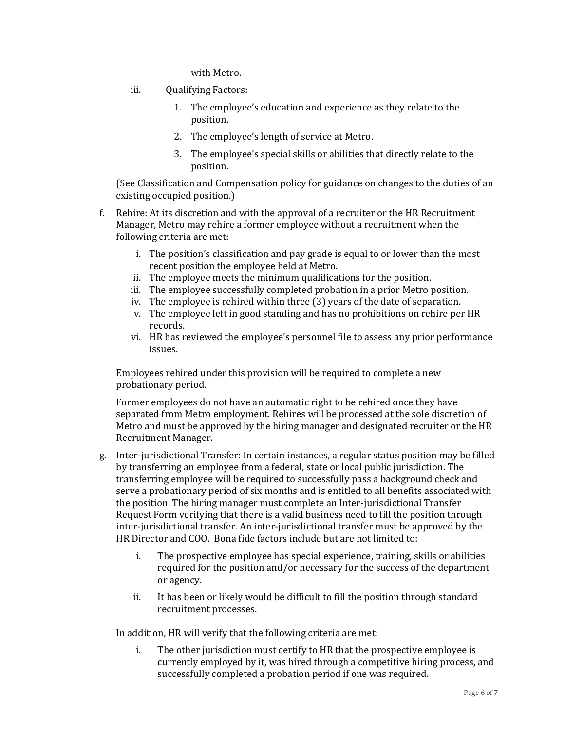with Metro.

iii. Qualifying Factors:

1. The employee's education and experience as they relate to the position.
2. The employee's length of service at Metro.
3. The employee's special skills or abilities that directly relate to the position.

(See Classification and Compensation policy for guidance on changes to the duties of an existing occupied position.)

f. Rehire: At its discretion and with the approval of a recruiter or the HR Recruitment Manager, Metro may rehire a former employee without a recruitment when the following criteria are met:

i. The position's classification and pay grade is equal to or lower than the most recent position the employee held at Metro.
ii. The employee meets the minimum qualifications for the position.
iii. The employee successfully completed probation in a prior Metro position.
iv. The employee is rehired within three (3) years of the date of separation.
v. The employee left in good standing and has no prohibitions on rehire per HR records.
vi. HR has reviewed the employee's personnel file to assess any prior performance issues.

Employees rehired under this provision will be required to complete a new probationary period.

Former employees do not have an automatic right to be rehired once they have separated from Metro employment. Rehires will be processed at the sole discretion of Metro and must be approved by the hiring manager and designated recruiter or the HR Recruitment Manager.

g. Inter-jurisdictional Transfer: In certain instances, a regular status position may be filled by transferring an employee from a federal, state or local public jurisdiction. The transferring employee will be required to successfully pass a background check and serve a probationary period of six months and is entitled to all benefits associated with the position. The hiring manager must complete an Inter-jurisdictional Transfer Request Form verifying that there is a valid business need to fill the position through inter-jurisdictional transfer. An inter-jurisdictional transfer must be approved by the HR Director and COO. Bona fide factors include but are not limited to:

i. The prospective employee has special experience, training, skills or abilities required for the position and/or necessary for the success of the department or agency.
ii. It has been or likely would be difficult to fill the position through standard recruitment processes.

In addition, HR will verify that the following criteria are met:

i. The other jurisdiction must certify to HR that the prospective employee is currently employed by it, was hired through a competitive hiring process, and successfully completed a probation period if one was required.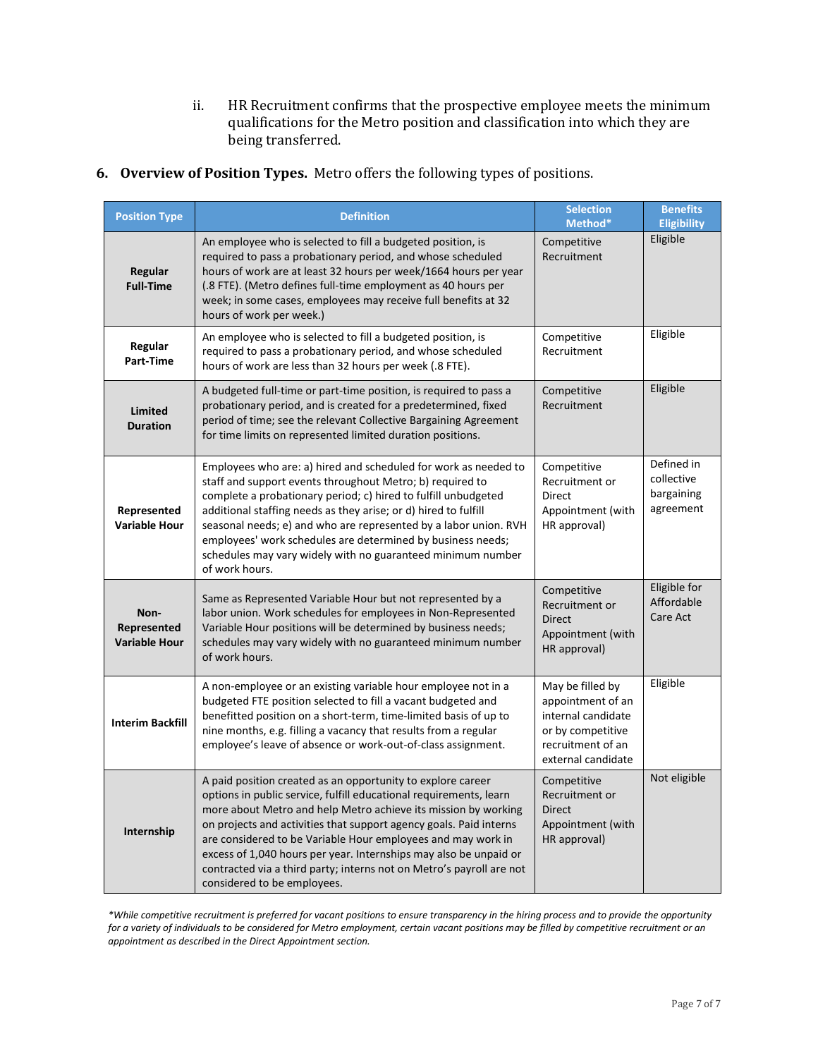ii. HR Recruitment confirms that the prospective employee meets the minimum qualifications for the Metro position and classification into which they are being transferred.

**6. Overview of Position Types.** Metro offers the following types of positions.

| Position Type | Definition | Selection Method* | Benefits Eligibility |
|---|---|---|---|
| **Regular Full-Time** | An employee who is selected to fill a budgeted position, is required to pass a probationary period, and whose scheduled hours of work are at least 32 hours per week/1664 hours per year (.8 FTE). (Metro defines full-time employment as 40 hours per week; in some cases, employees may receive full benefits at 32 hours of work per week.) | Competitive Recruitment | Eligible |
| **Regular Part-Time** | An employee who is selected to fill a budgeted position, is required to pass a probationary period, and whose scheduled hours of work are less than 32 hours per week (.8 FTE). | Competitive Recruitment | Eligible |
| **Limited Duration** | A budgeted full-time or part-time position, is required to pass a probationary period, and is created for a predetermined, fixed period of time; see the relevant Collective Bargaining Agreement for time limits on represented limited duration positions. | Competitive Recruitment | Eligible |
| **Represented Variable Hour** | Employees who are: a) hired and scheduled for work as needed to staff and support events throughout Metro; b) required to complete a probationary period; c) hired to fulfill unbudgeted additional staffing needs as they arise; or d) hired to fulfill seasonal needs; e) and who are represented by a labor union. RVH employees' work schedules are determined by business needs; schedules may vary widely with no guaranteed minimum number of work hours. | Competitive Recruitment or Direct Appointment (with HR approval) | Defined in collective bargaining agreement |
| **Non-Represented Variable Hour** | Same as Represented Variable Hour but not represented by a labor union. Work schedules for employees in Non-Represented Variable Hour positions will be determined by business needs; schedules may vary widely with no guaranteed minimum number of work hours. | Competitive Recruitment or Direct Appointment (with HR approval) | Eligible for Affordable Care Act |
| **Interim Backfill** | A non-employee or an existing variable hour employee not in a budgeted FTE position selected to fill a vacant budgeted and benefitted position on a short-term, time-limited basis of up to nine months, e.g. filling a vacancy that results from a regular employee's leave of absence or work-out-of-class assignment. | May be filled by appointment of an internal candidate or by competitive recruitment of an external candidate | Eligible |
| **Internship** | A paid position created as an opportunity to explore career options in public service, fulfill educational requirements, learn more about Metro and help Metro achieve its mission by working on projects and activities that support agency goals. Paid interns are considered to be Variable Hour employees and may work in excess of 1,040 hours per year. Internships may also be unpaid or contracted via a third party; interns not on Metro's payroll are not considered to be employees. | Competitive Recruitment or Direct Appointment (with HR approval) | Not eligible |

*\*While competitive recruitment is preferred for vacant positions to ensure transparency in the hiring process and to provide the opportunity for a variety of individuals to be considered for Metro employment, certain vacant positions may be filled by competitive recruitment or an appointment as described in the Direct Appointment section.*